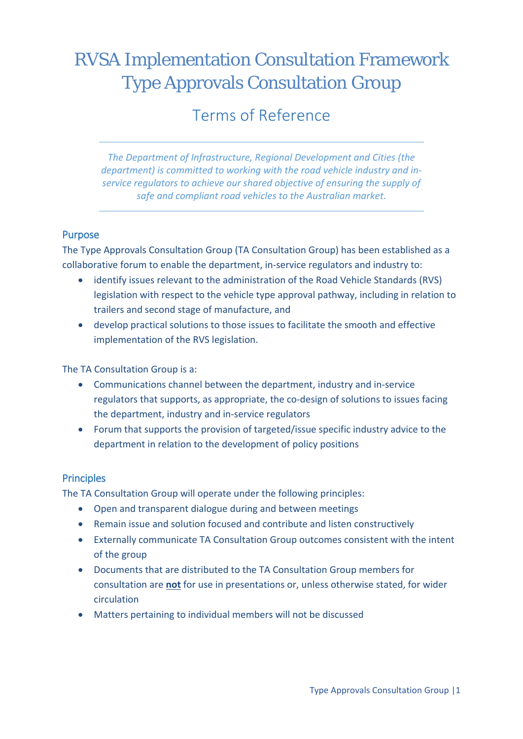# RVSA Implementation Consultation Framework Type Approvals Consultation Group

## Terms of Reference

*The Department of Infrastructure, Regional Development and Cities (the department) is committed to working with the road vehicle industry and in-service regulators to achieve our shared objective of ensuring the supply of safe and compliant road vehicles to the Australian market.*

### Purpose

The Type Approvals Consultation Group (TA Consultation Group) has been established as a collaborative forum to enable the department, in-service regulators and industry to:

- identify issues relevant to the administration of the Road Vehicle Standards (RVS) legislation with respect to the vehicle type approval pathway, including in relation to trailers and second stage of manufacture, and
- develop practical solutions to those issues to facilitate the smooth and effective implementation of the RVS legislation.

The TA Consultation Group is a:

- Communications channel between the department, industry and in-service regulators that supports, as appropriate, the co-design of solutions to issues facing the department, industry and in-service regulators
- Forum that supports the provision of targeted/issue specific industry advice to the department in relation to the development of policy positions

### Principles

The TA Consultation Group will operate under the following principles:

- Open and transparent dialogue during and between meetings
- Remain issue and solution focused and contribute and listen constructively
- Externally communicate TA Consultation Group outcomes consistent with the intent of the group
- Documents that are distributed to the TA Consultation Group members for consultation are **not** for use in presentations or, unless otherwise stated, for wider circulation
- Matters pertaining to individual members will not be discussed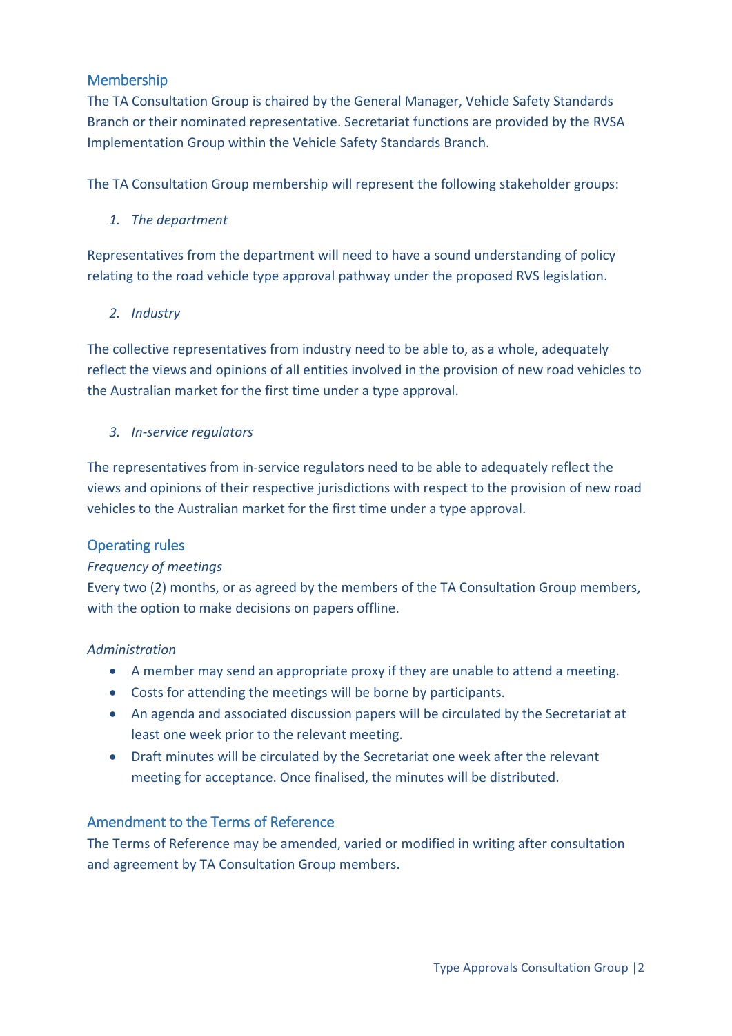## Membership

The TA Consultation Group is chaired by the General Manager, Vehicle Safety Standards Branch or their nominated representative. Secretariat functions are provided by the RVSA Implementation Group within the Vehicle Safety Standards Branch.

The TA Consultation Group membership will represent the following stakeholder groups:

1. *The department*

Representatives from the department will need to have a sound understanding of policy relating to the road vehicle type approval pathway under the proposed RVS legislation.

2. *Industry*

The collective representatives from industry need to be able to, as a whole, adequately reflect the views and opinions of all entities involved in the provision of new road vehicles to the Australian market for the first time under a type approval.

3. *In-service regulators*

The representatives from in-service regulators need to be able to adequately reflect the views and opinions of their respective jurisdictions with respect to the provision of new road vehicles to the Australian market for the first time under a type approval.

## Operating rules

*Frequency of meetings*

Every two (2) months, or as agreed by the members of the TA Consultation Group members, with the option to make decisions on papers offline.

*Administration*

- A member may send an appropriate proxy if they are unable to attend a meeting.
- Costs for attending the meetings will be borne by participants.
- An agenda and associated discussion papers will be circulated by the Secretariat at least one week prior to the relevant meeting.
- Draft minutes will be circulated by the Secretariat one week after the relevant meeting for acceptance. Once finalised, the minutes will be distributed.

## Amendment to the Terms of Reference

The Terms of Reference may be amended, varied or modified in writing after consultation and agreement by TA Consultation Group members.